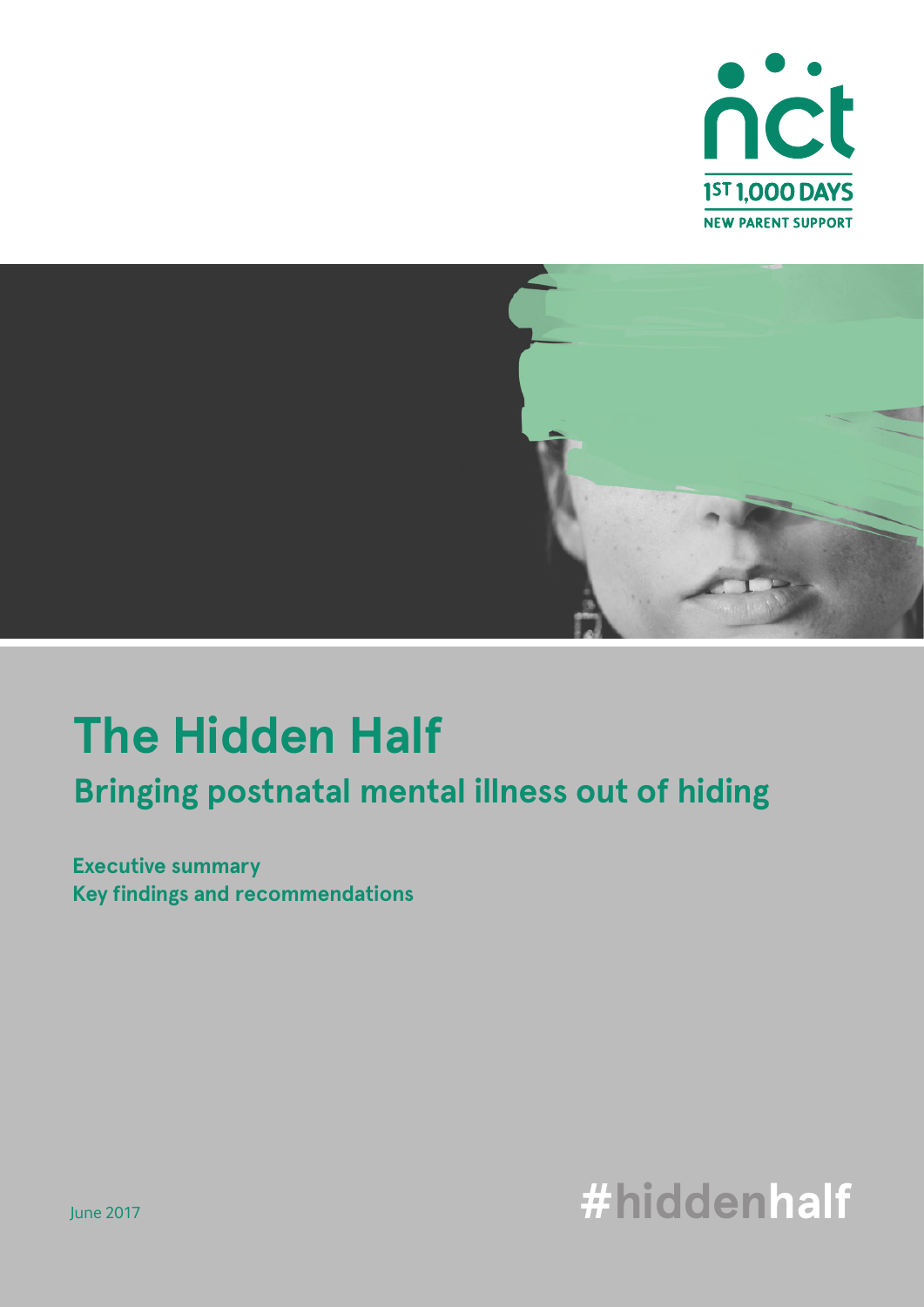nct

1ST 1,000 DAYS

NEW PARENT SUPPORT

# The Hidden Half

## Bringing postnatal mental illness out of hiding

**Executive summary**
**Key findings and recommendations**

June 2017

#hiddenhalf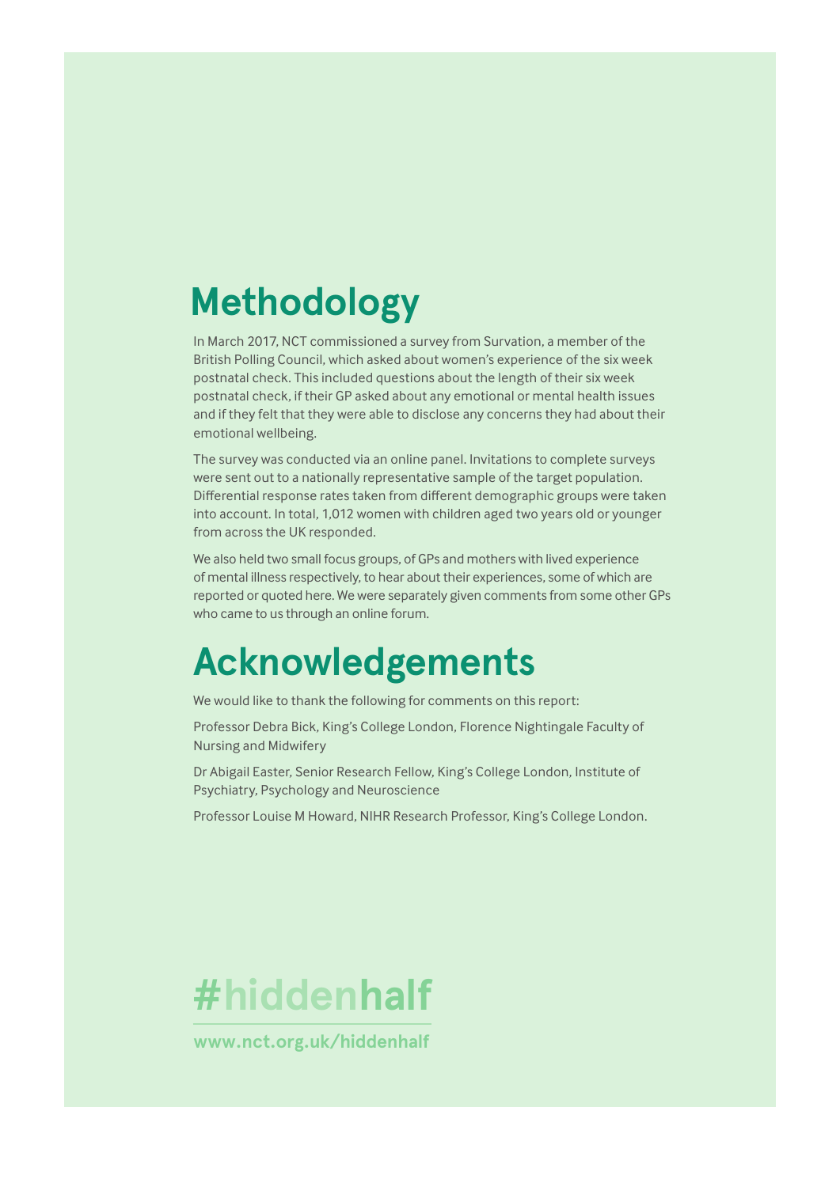# Methodology

In March 2017, NCT commissioned a survey from Survation, a member of the British Polling Council, which asked about women's experience of the six week postnatal check. This included questions about the length of their six week postnatal check, if their GP asked about any emotional or mental health issues and if they felt that they were able to disclose any concerns they had about their emotional wellbeing.

The survey was conducted via an online panel. Invitations to complete surveys were sent out to a nationally representative sample of the target population. Differential response rates taken from different demographic groups were taken into account. In total, 1,012 women with children aged two years old or younger from across the UK responded.

We also held two small focus groups, of GPs and mothers with lived experience of mental illness respectively, to hear about their experiences, some of which are reported or quoted here. We were separately given comments from some other GPs who came to us through an online forum.

# Acknowledgements

We would like to thank the following for comments on this report:

Professor Debra Bick, King's College London, Florence Nightingale Faculty of Nursing and Midwifery

Dr Abigail Easter, Senior Research Fellow, King's College London, Institute of Psychiatry, Psychology and Neuroscience

Professor Louise M Howard, NIHR Research Professor, King's College London.

**#hiddenhalf**

**www.nct.org.uk/hiddenhalf**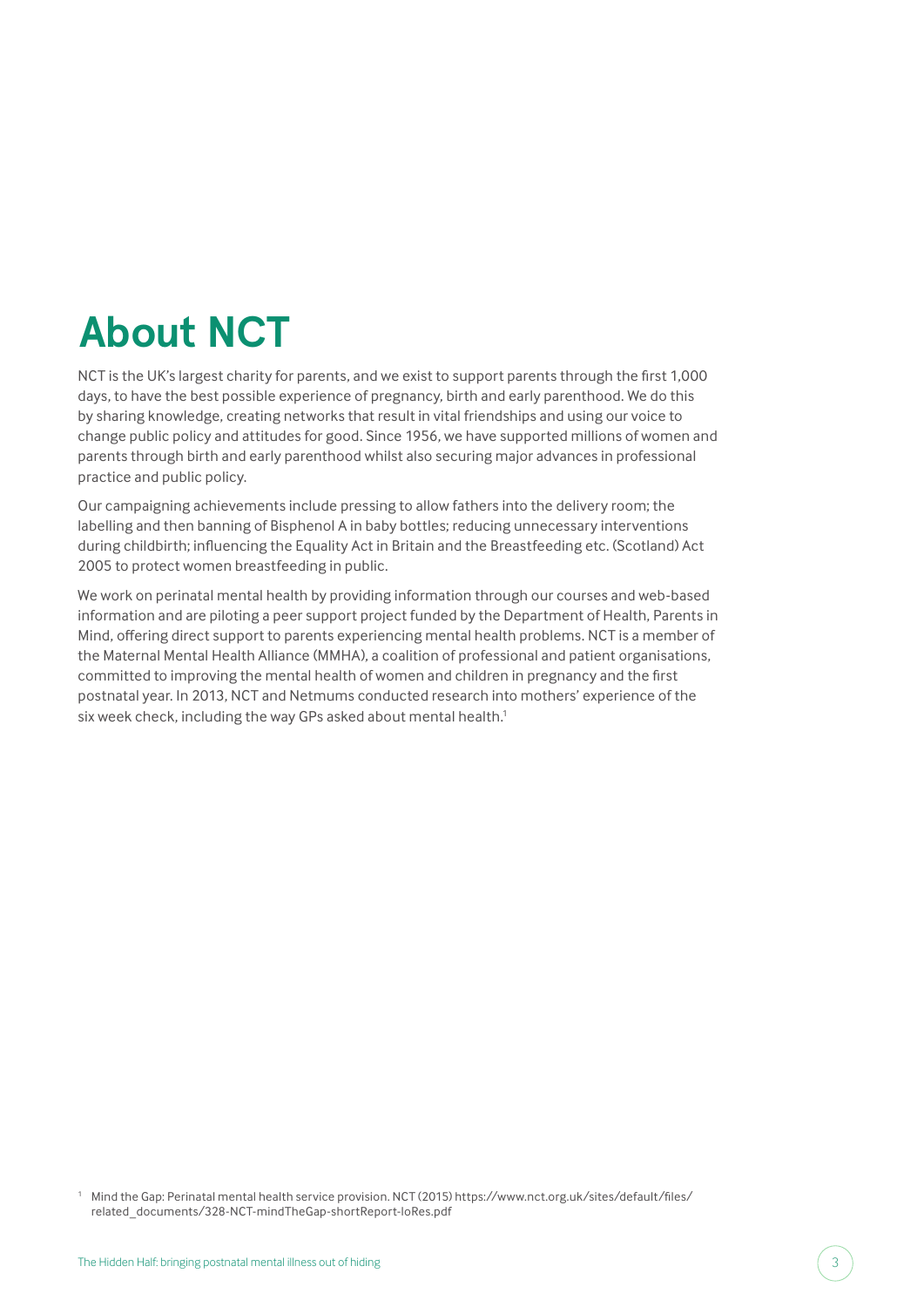# About NCT

NCT is the UK's largest charity for parents, and we exist to support parents through the first 1,000 days, to have the best possible experience of pregnancy, birth and early parenthood. We do this by sharing knowledge, creating networks that result in vital friendships and using our voice to change public policy and attitudes for good. Since 1956, we have supported millions of women and parents through birth and early parenthood whilst also securing major advances in professional practice and public policy.

Our campaigning achievements include pressing to allow fathers into the delivery room; the labelling and then banning of Bisphenol A in baby bottles; reducing unnecessary interventions during childbirth; influencing the Equality Act in Britain and the Breastfeeding etc. (Scotland) Act 2005 to protect women breastfeeding in public.

We work on perinatal mental health by providing information through our courses and web-based information and are piloting a peer support project funded by the Department of Health, Parents in Mind, offering direct support to parents experiencing mental health problems. NCT is a member of the Maternal Mental Health Alliance (MMHA), a coalition of professional and patient organisations, committed to improving the mental health of women and children in pregnancy and the first postnatal year. In 2013, NCT and Netmums conducted research into mothers' experience of the six week check, including the way GPs asked about mental health.[1]

[1] Mind the Gap: Perinatal mental health service provision. NCT (2015) https://www.nct.org.uk/sites/default/files/related_documents/328-NCT-mindTheGap-shortReport-loRes.pdf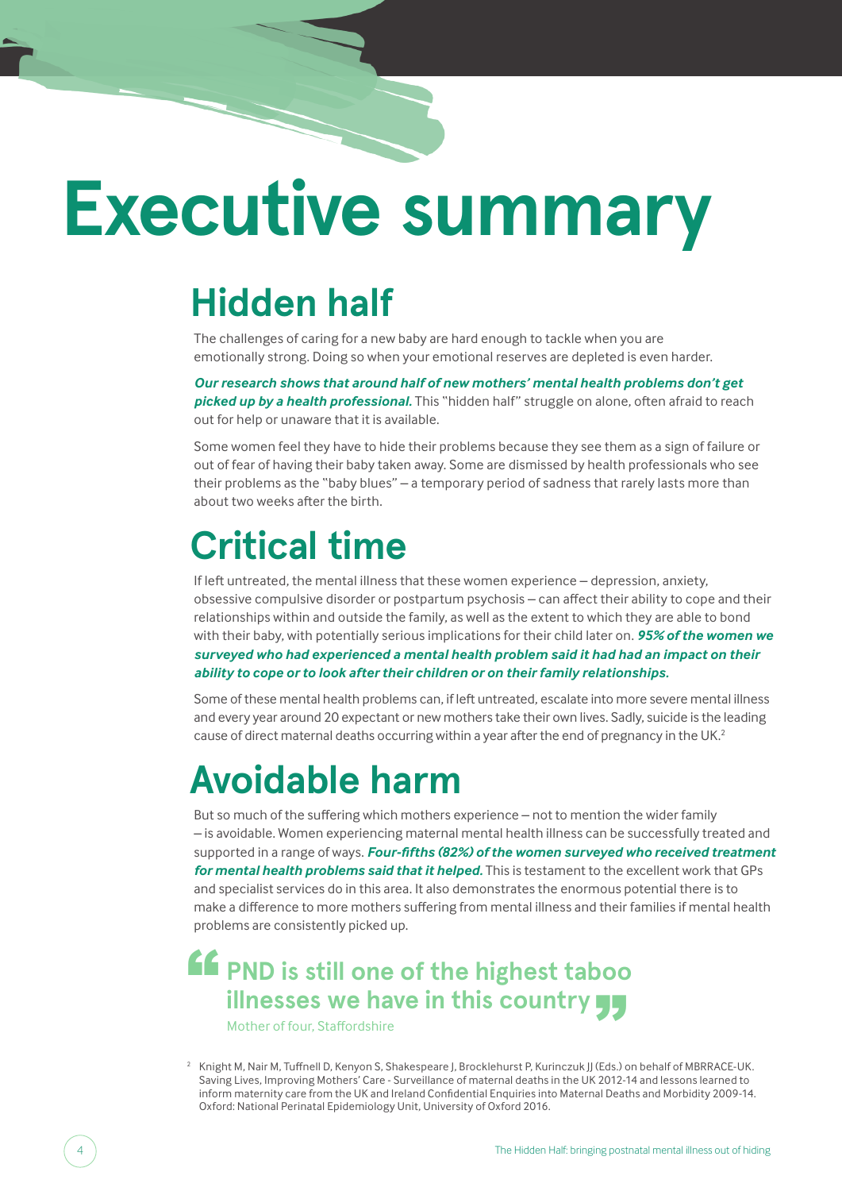# Executive summary

## Hidden half

The challenges of caring for a new baby are hard enough to tackle when you are emotionally strong. Doing so when your emotional reserves are depleted is even harder.

***Our research shows that around half of new mothers' mental health problems don't get picked up by a health professional.*** This "hidden half" struggle on alone, often afraid to reach out for help or unaware that it is available.

Some women feel they have to hide their problems because they see them as a sign of failure or out of fear of having their baby taken away. Some are dismissed by health professionals who see their problems as the "baby blues" – a temporary period of sadness that rarely lasts more than about two weeks after the birth.

## Critical time

If left untreated, the mental illness that these women experience – depression, anxiety, obsessive compulsive disorder or postpartum psychosis – can affect their ability to cope and their relationships within and outside the family, as well as the extent to which they are able to bond with their baby, with potentially serious implications for their child later on. ***95% of the women we surveyed who had experienced a mental health problem said it had had an impact on their ability to cope or to look after their children or on their family relationships.***

Some of these mental health problems can, if left untreated, escalate into more severe mental illness and every year around 20 expectant or new mothers take their own lives. Sadly, suicide is the leading cause of direct maternal deaths occurring within a year after the end of pregnancy in the UK.[2]

## Avoidable harm

But so much of the suffering which mothers experience – not to mention the wider family – is avoidable. Women experiencing maternal mental health illness can be successfully treated and supported in a range of ways. ***Four-fifths (82%) of the women surveyed who received treatment for mental health problems said that it helped.*** This is testament to the excellent work that GPs and specialist services do in this area. It also demonstrates the enormous potential there is to make a difference to more mothers suffering from mental illness and their families if mental health problems are consistently picked up.

> **"PND is still one of the highest taboo illnesses we have in this country"**
>
> Mother of four, Staffordshire

[2] Knight M, Nair M, Tuffnell D, Kenyon S, Shakespeare J, Brocklehurst P, Kurinczuk JJ (Eds.) on behalf of MBRRACE-UK. Saving Lives, Improving Mothers' Care - Surveillance of maternal deaths in the UK 2012-14 and lessons learned to inform maternity care from the UK and Ireland Confidential Enquiries into Maternal Deaths and Morbidity 2009-14. Oxford: National Perinatal Epidemiology Unit, University of Oxford 2016.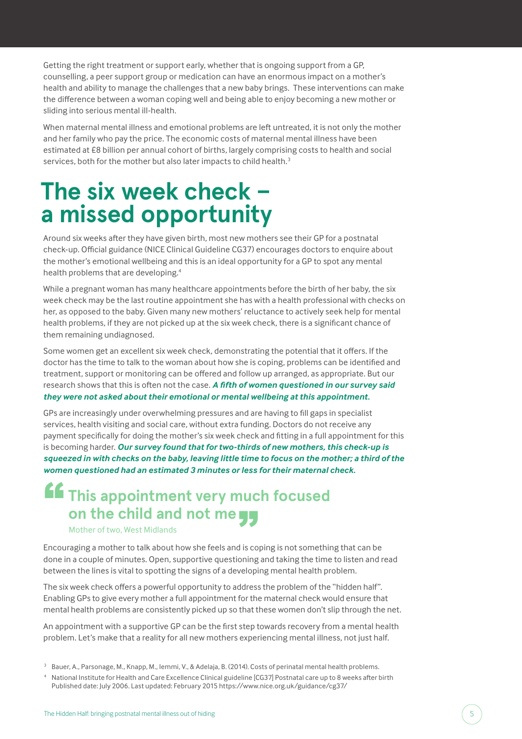Getting the right treatment or support early, whether that is ongoing support from a GP, counselling, a peer support group or medication can have an enormous impact on a mother's health and ability to manage the challenges that a new baby brings. These interventions can make the difference between a woman coping well and being able to enjoy becoming a new mother or sliding into serious mental ill-health.

When maternal mental illness and emotional problems are left untreated, it is not only the mother and her family who pay the price. The economic costs of maternal mental illness have been estimated at £8 billion per annual cohort of births, largely comprising costs to health and social services, both for the mother but also later impacts to child health.[3]

# The six week check – a missed opportunity

Around six weeks after they have given birth, most new mothers see their GP for a postnatal check-up. Official guidance (NICE Clinical Guideline CG37) encourages doctors to enquire about the mother's emotional wellbeing and this is an ideal opportunity for a GP to spot any mental health problems that are developing.[4]

While a pregnant woman has many healthcare appointments before the birth of her baby, the six week check may be the last routine appointment she has with a health professional with checks on her, as opposed to the baby. Given many new mothers' reluctance to actively seek help for mental health problems, if they are not picked up at the six week check, there is a significant chance of them remaining undiagnosed.

Some women get an excellent six week check, demonstrating the potential that it offers. If the doctor has the time to talk to the woman about how she is coping, problems can be identified and treatment, support or monitoring can be offered and follow up arranged, as appropriate. But our research shows that this is often not the case. ***A fifth of women questioned in our survey said they were not asked about their emotional or mental wellbeing at this appointment.***

GPs are increasingly under overwhelming pressures and are having to fill gaps in specialist services, health visiting and social care, without extra funding. Doctors do not receive any payment specifically for doing the mother's six week check and fitting in a full appointment for this is becoming harder. ***Our survey found that for two-thirds of new mothers, this check-up is squeezed in with checks on the baby, leaving little time to focus on the mother; a third of the women questioned had an estimated 3 minutes or less for their maternal check.***

> **"This appointment very much focused on the child and not me"**
>
> Mother of two, West Midlands

Encouraging a mother to talk about how she feels and is coping is not something that can be done in a couple of minutes. Open, supportive questioning and taking the time to listen and read between the lines is vital to spotting the signs of a developing mental health problem.

The six week check offers a powerful opportunity to address the problem of the "hidden half". Enabling GPs to give every mother a full appointment for the maternal check would ensure that mental health problems are consistently picked up so that these women don't slip through the net.

An appointment with a supportive GP can be the first step towards recovery from a mental health problem. Let's make that a reality for all new mothers experiencing mental illness, not just half.

---

[3] Bauer, A., Parsonage, M., Knapp, M., Iemmi, V., & Adelaja, B. (2014). Costs of perinatal mental health problems.

[4] National Institute for Health and Care Excellence Clinical guideline [CG37] Postnatal care up to 8 weeks after birth Published date: July 2006. Last updated: February 2015 https://www.nice.org.uk/guidance/cg37/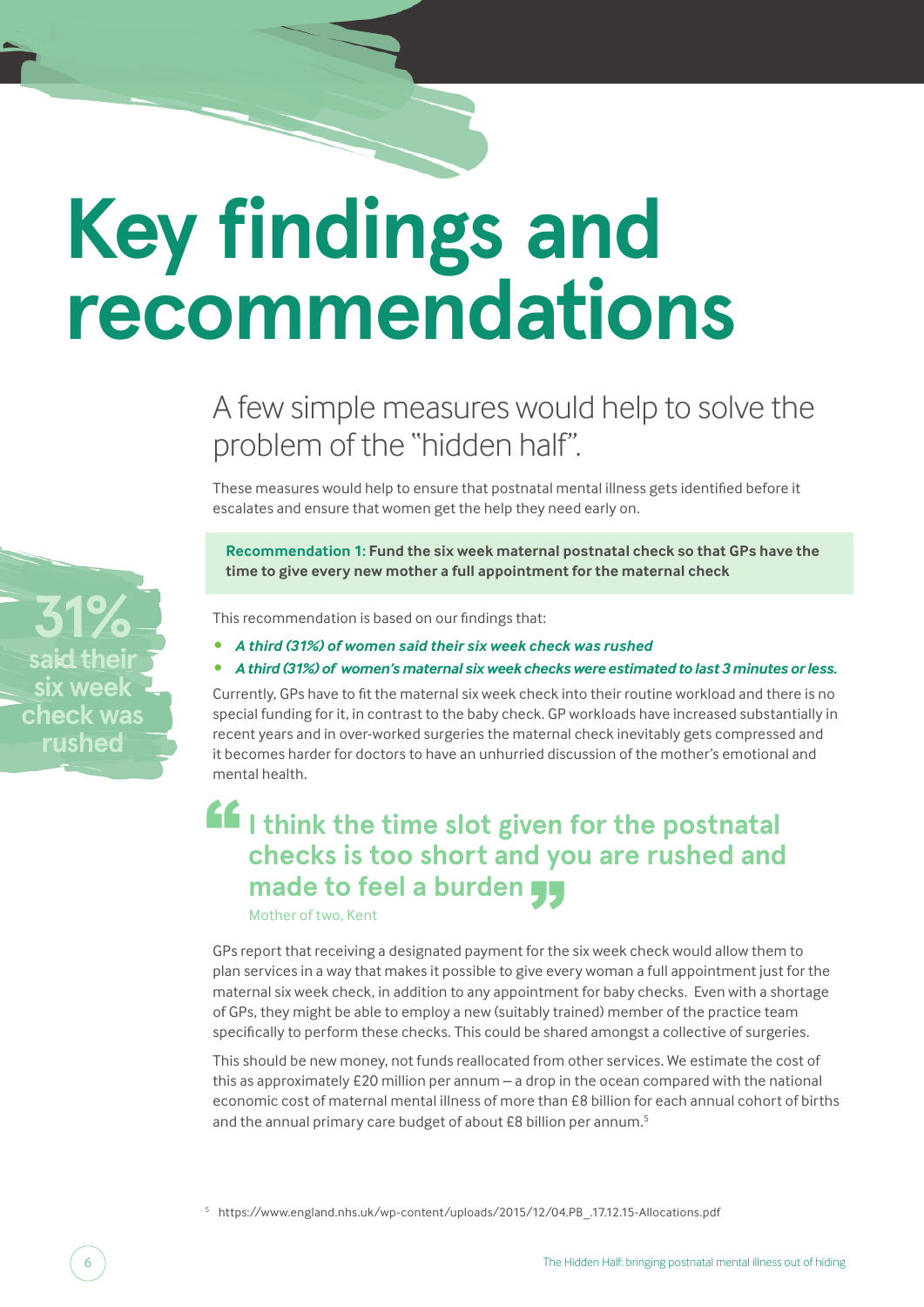# Key findings and recommendations

## A few simple measures would help to solve the problem of the "hidden half".

These measures would help to ensure that postnatal mental illness gets identified before it escalates and ensure that women get the help they need early on.

**Recommendation 1: Fund the six week maternal postnatal check so that GPs have the time to give every new mother a full appointment for the maternal check**

**31%** said their six week check was rushed

This recommendation is based on our findings that:

- ***A third (31%) of women said their six week check was rushed***
- ***A third (31%) of women's maternal six week checks were estimated to last 3 minutes or less.***

Currently, GPs have to fit the maternal six week check into their routine workload and there is no special funding for it, in contrast to the baby check. GP workloads have increased substantially in recent years and in over-worked surgeries the maternal check inevitably gets compressed and it becomes harder for doctors to have an unhurried discussion of the mother's emotional and mental health.

> **"I think the time slot given for the postnatal checks is too short and you are rushed and made to feel a burden"**
>
> Mother of two, Kent

GPs report that receiving a designated payment for the six week check would allow them to plan services in a way that makes it possible to give every woman a full appointment just for the maternal six week check, in addition to any appointment for baby checks. Even with a shortage of GPs, they might be able to employ a new (suitably trained) member of the practice team specifically to perform these checks. This could be shared amongst a collective of surgeries.

This should be new money, not funds reallocated from other services. We estimate the cost of this as approximately £20 million per annum – a drop in the ocean compared with the national economic cost of maternal mental illness of more than £8 billion for each annual cohort of births and the annual primary care budget of about £8 billion per annum.[5]

[5] https://www.england.nhs.uk/wp-content/uploads/2015/12/04.PB_.17.12.15-Allocations.pdf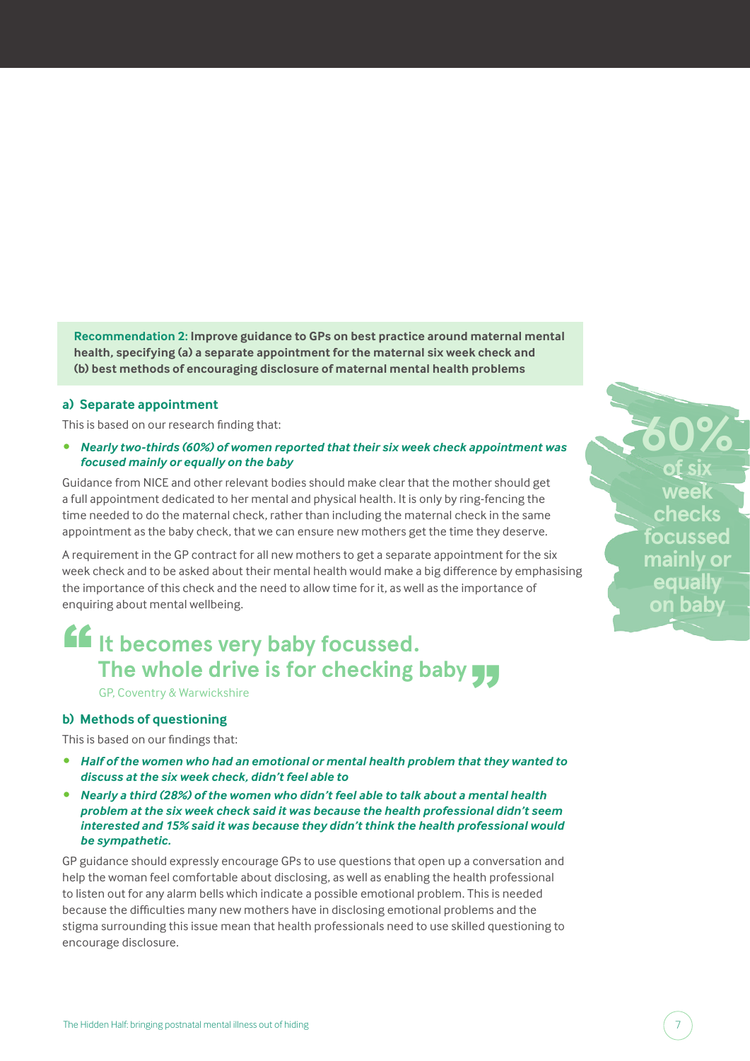**Recommendation 2: Improve guidance to GPs on best practice around maternal mental health, specifying (a) a separate appointment for the maternal six week check and (b) best methods of encouraging disclosure of maternal mental health problems**

### a) Separate appointment

This is based on our research finding that:

- ***Nearly two-thirds (60%) of women reported that their six week check appointment was focused mainly or equally on the baby***

Guidance from NICE and other relevant bodies should make clear that the mother should get a full appointment dedicated to her mental and physical health. It is only by ring-fencing the time needed to do the maternal check, rather than including the maternal check in the same appointment as the baby check, that we can ensure new mothers get the time they deserve.

A requirement in the GP contract for all new mothers to get a separate appointment for the six week check and to be asked about their mental health would make a big difference by emphasising the importance of this check and the need to allow time for it, as well as the importance of enquiring about mental wellbeing.

> **"It becomes very baby focussed. The whole drive is for checking baby"**
>
> GP, Coventry & Warwickshire

**60% of six week checks focussed mainly or equally on baby**

### b) Methods of questioning

This is based on our findings that:

- ***Half of the women who had an emotional or mental health problem that they wanted to discuss at the six week check, didn't feel able to***
- ***Nearly a third (28%) of the women who didn't feel able to talk about a mental health problem at the six week check said it was because the health professional didn't seem interested and 15% said it was because they didn't think the health professional would be sympathetic.***

GP guidance should expressly encourage GPs to use questions that open up a conversation and help the woman feel comfortable about disclosing, as well as enabling the health professional to listen out for any alarm bells which indicate a possible emotional problem. This is needed because the difficulties many new mothers have in disclosing emotional problems and the stigma surrounding this issue mean that health professionals need to use skilled questioning to encourage disclosure.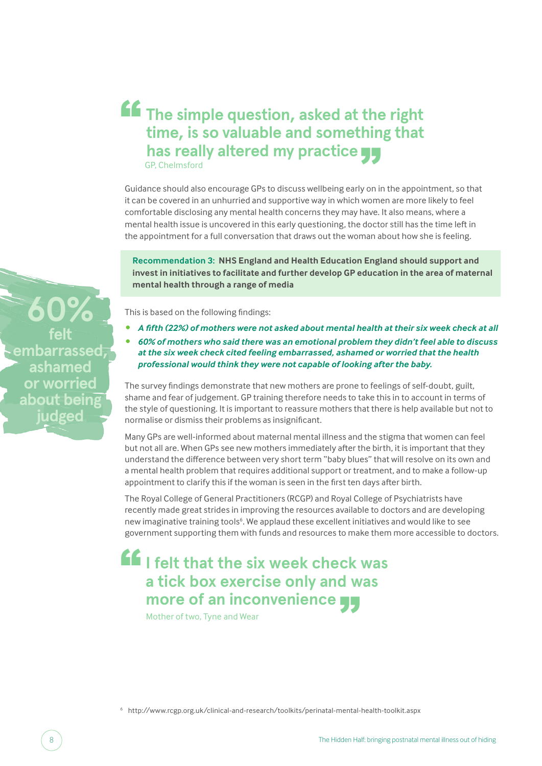> **"The simple question, asked at the right time, is so valuable and something that has really altered my practice"**
>
> GP, Chelmsford

Guidance should also encourage GPs to discuss wellbeing early on in the appointment, so that it can be covered in an unhurried and supportive way in which women are more likely to feel comfortable disclosing any mental health concerns they may have. It also means, where a mental health issue is uncovered in this early questioning, the doctor still has the time left in the appointment for a full conversation that draws out the woman about how she is feeling.

**Recommendation 3: NHS England and Health Education England should support and invest in initiatives to facilitate and further develop GP education in the area of maternal mental health through a range of media**

**60%** felt embarrassed, ashamed or worried about being judged

This is based on the following findings:

- ***A fifth (22%) of mothers were not asked about mental health at their six week check at all***
- ***60% of mothers who said there was an emotional problem they didn't feel able to discuss at the six week check cited feeling embarrassed, ashamed or worried that the health professional would think they were not capable of looking after the baby.***

The survey findings demonstrate that new mothers are prone to feelings of self-doubt, guilt, shame and fear of judgement. GP training therefore needs to take this in to account in terms of the style of questioning. It is important to reassure mothers that there is help available but not to normalise or dismiss their problems as insignificant.

Many GPs are well-informed about maternal mental illness and the stigma that women can feel but not all are. When GPs see new mothers immediately after the birth, it is important that they understand the difference between very short term "baby blues" that will resolve on its own and a mental health problem that requires additional support or treatment, and to make a follow-up appointment to clarify this if the woman is seen in the first ten days after birth.

The Royal College of General Practitioners (RCGP) and Royal College of Psychiatrists have recently made great strides in improving the resources available to doctors and are developing new imaginative training tools[6]. We applaud these excellent initiatives and would like to see government supporting them with funds and resources to make them more accessible to doctors.

> **"I felt that the six week check was a tick box exercise only and was more of an inconvenience"**
>
> Mother of two, Tyne and Wear

[6] http://www.rcgp.org.uk/clinical-and-research/toolkits/perinatal-mental-health-toolkit.aspx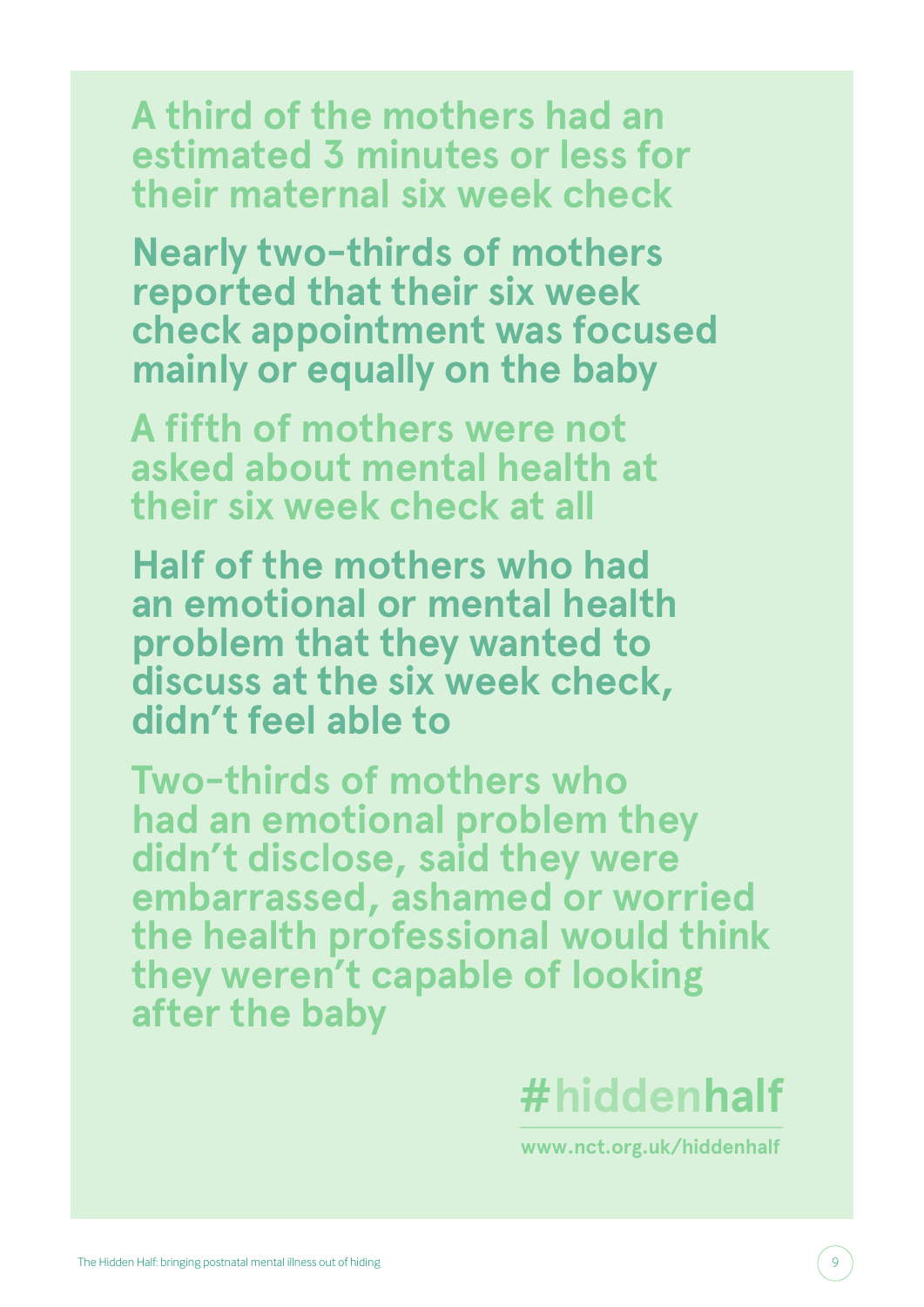**A third of the mothers had an estimated 3 minutes or less for their maternal six week check**

**Nearly two-thirds of mothers reported that their six week check appointment was focused mainly or equally on the baby**

**A fifth of mothers were not asked about mental health at their six week check at all**

**Half of the mothers who had an emotional or mental health problem that they wanted to discuss at the six week check, didn't feel able to**

**Two-thirds of mothers who had an emotional problem they didn't disclose, said they were embarrassed, ashamed or worried the health professional would think they weren't capable of looking after the baby**

**#hiddenhalf**

www.nct.org.uk/hiddenhalf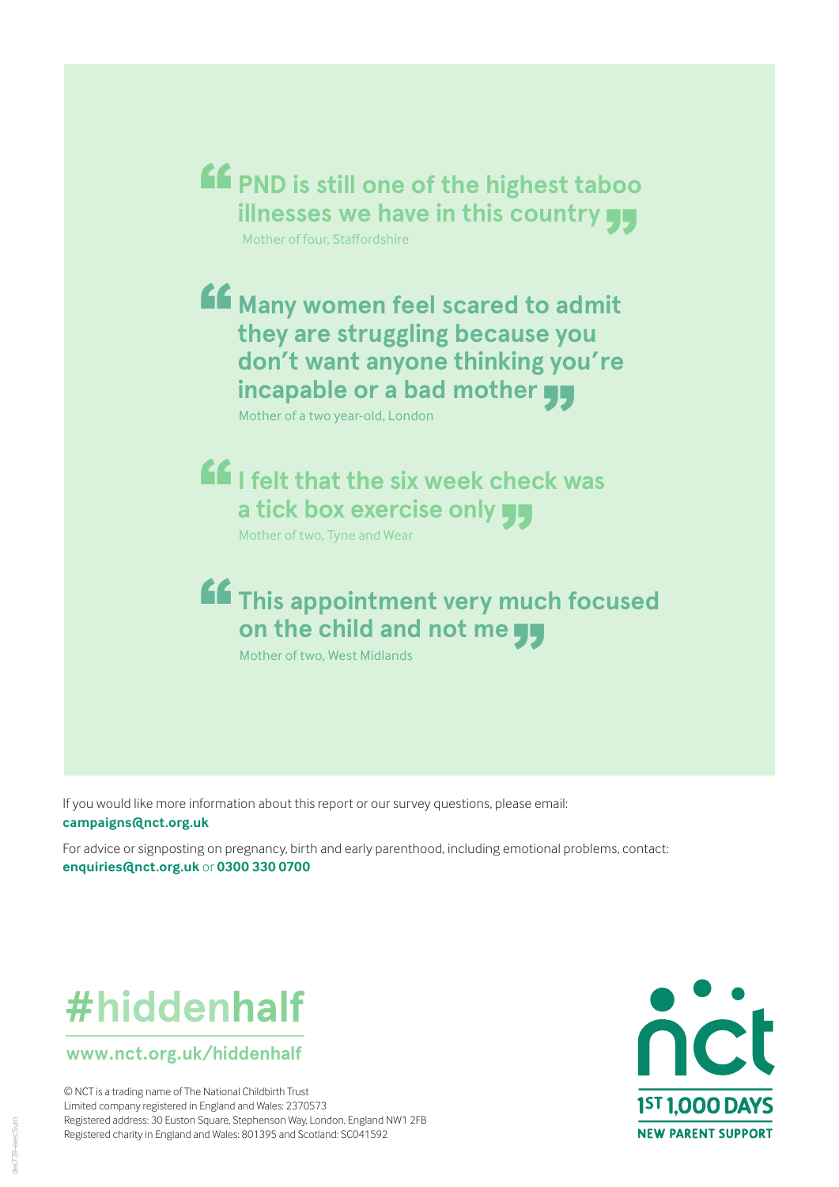> **"PND is still one of the highest taboo illnesses we have in this country"**
>
> Mother of four, Staffordshire

> **"Many women feel scared to admit they are struggling because you don't want anyone thinking you're incapable or a bad mother"**
>
> Mother of a two year-old, London

> **"I felt that the six week check was a tick box exercise only"**
>
> Mother of two, Tyne and Wear

> **"This appointment very much focused on the child and not me"**
>
> Mother of two, West Midlands

If you would like more information about this report or our survey questions, please email:
**campaigns@nct.org.uk**

For advice or signposting on pregnancy, birth and early parenthood, including emotional problems, contact:
**enquiries@nct.org.uk** or **0300 330 0700**

# #hiddenhalf

**www.nct.org.uk/hiddenhalf**

© NCT is a trading name of The National Childbirth Trust
Limited company registered in England and Wales: 2370573
Registered address: 30 Euston Square, Stephenson Way, London, England NW1 2FB
Registered charity in England and Wales: 801395 and Scotland: SC041592

nct

1ST 1,000 DAYS

NEW PARENT SUPPORT